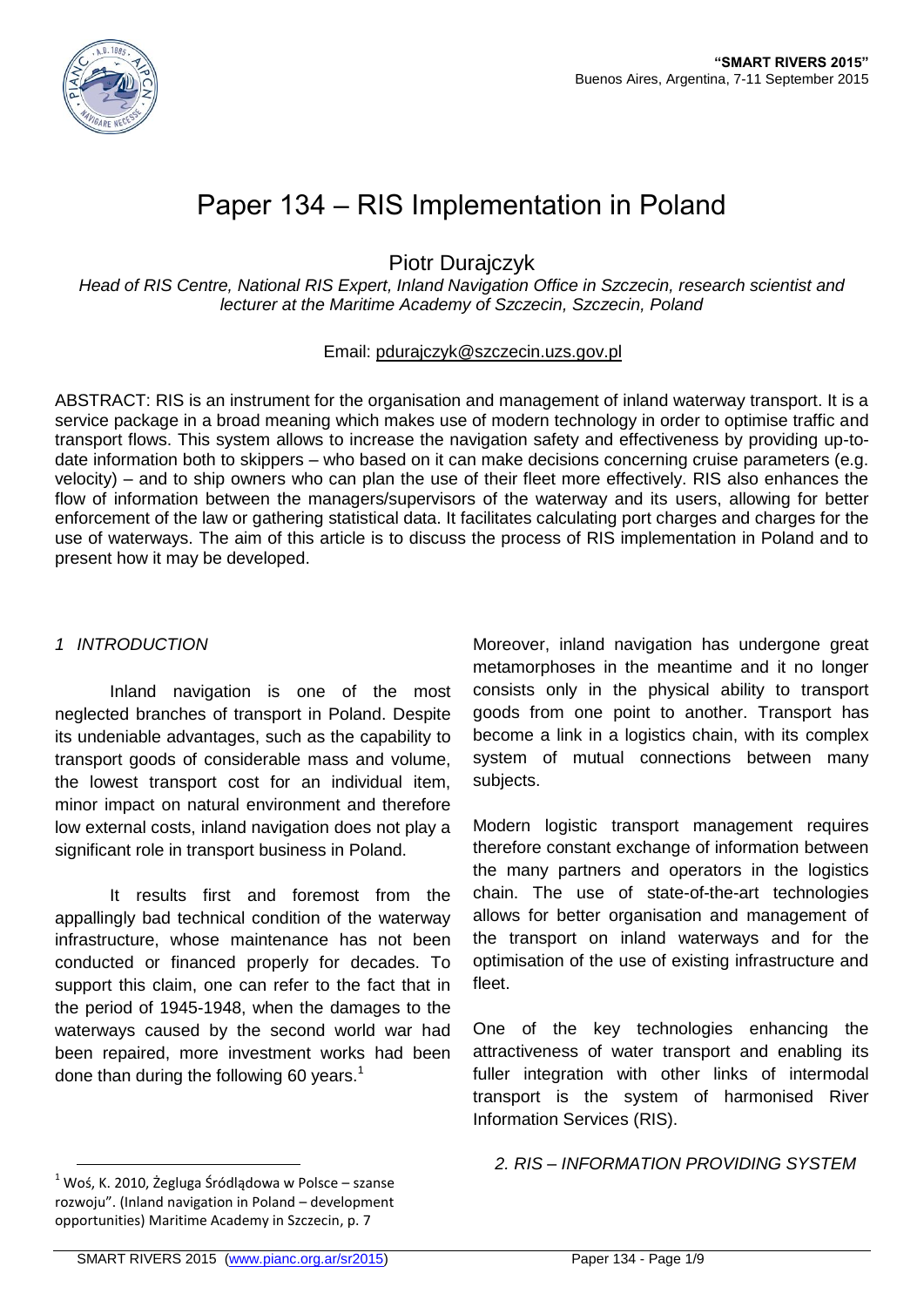# Paper 134 – RIS Implementation in Poland

Piotr Durajczyk

*Head of RIS Centre, National RIS Expert, Inland Navigation Office in Szczecin, research scientist and lecturer at the Maritime Academy of Szczecin, Szczecin, Poland*

Email: pdurajczyk@szczecin.uzs.gov.pl

ABSTRACT: RIS is an instrument for the organisation and management of inland waterway transport. It is a service package in a broad meaning which makes use of modern technology in order to optimise traffic and transport flows. This system allows to increase the navigation safety and effectiveness by providing up-to-date information both to skippers – who based on it can make decisions concerning cruise parameters (e.g. velocity) – and to ship owners who can plan the use of their fleet more effectively. RIS also enhances the flow of information between the managers/supervisors of the waterway and its users, allowing for better enforcement of the law or gathering statistical data. It facilitates calculating port charges and charges for the use of waterways. The aim of this article is to discuss the process of RIS implementation in Poland and to present how it may be developed.

## *1 INTRODUCTION*

Inland navigation is one of the most neglected branches of transport in Poland. Despite its undeniable advantages, such as the capability to transport goods of considerable mass and volume, the lowest transport cost for an individual item, minor impact on natural environment and therefore low external costs, inland navigation does not play a significant role in transport business in Poland.

It results first and foremost from the appallingly bad technical condition of the waterway infrastructure, whose maintenance has not been conducted or financed properly for decades. To support this claim, one can refer to the fact that in the period of 1945-1948, when the damages to the waterways caused by the second world war had been repaired, more investment works had been done than during the following 60 years.[1]

Moreover, inland navigation has undergone great metamorphoses in the meantime and it no longer consists only in the physical ability to transport goods from one point to another. Transport has become a link in a logistics chain, with its complex system of mutual connections between many subjects.

Modern logistic transport management requires therefore constant exchange of information between the many partners and operators in the logistics chain. The use of state-of-the-art technologies allows for better organisation and management of the transport on inland waterways and for the optimisation of the use of existing infrastructure and fleet.

One of the key technologies enhancing the attractiveness of water transport and enabling its fuller integration with other links of intermodal transport is the system of harmonised River Information Services (RIS).

## *2. RIS – INFORMATION PROVIDING SYSTEM*

[1] Woś, K. 2010, Żegluga Śródlądowa w Polsce – szanse rozwoju". (Inland navigation in Poland – development opportunities) Maritime Academy in Szczecin, p. 7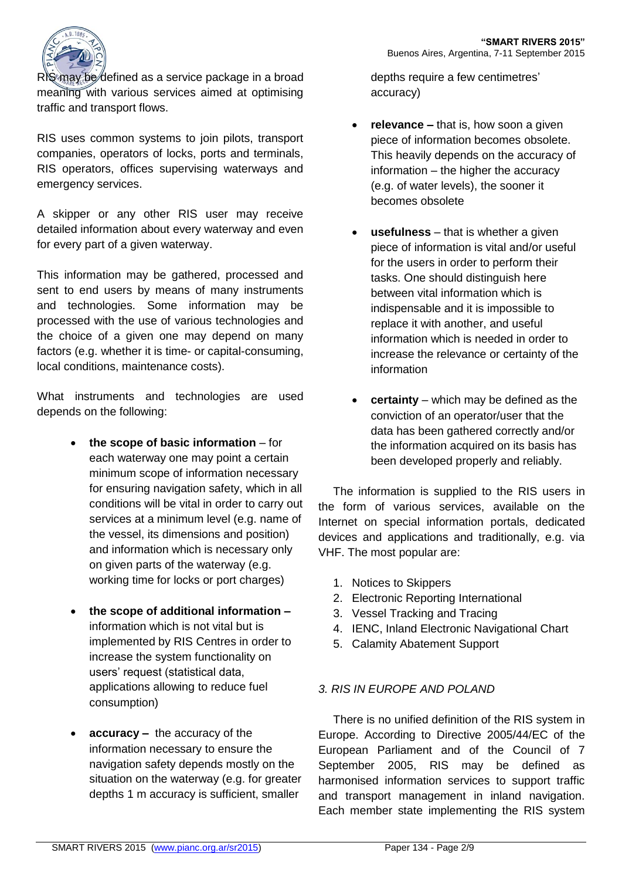RIS may be defined as a service package in a broad meaning with various services aimed at optimising traffic and transport flows.

RIS uses common systems to join pilots, transport companies, operators of locks, ports and terminals, RIS operators, offices supervising waterways and emergency services.

A skipper or any other RIS user may receive detailed information about every waterway and even for every part of a given waterway.

This information may be gathered, processed and sent to end users by means of many instruments and technologies. Some information may be processed with the use of various technologies and the choice of a given one may depend on many factors (e.g. whether it is time- or capital-consuming, local conditions, maintenance costs).

What instruments and technologies are used depends on the following:

- **the scope of basic information** – for each waterway one may point a certain minimum scope of information necessary for ensuring navigation safety, which in all conditions will be vital in order to carry out services at a minimum level (e.g. name of the vessel, its dimensions and position) and information which is necessary only on given parts of the waterway (e.g. working time for locks or port charges)
- **the scope of additional information –** information which is not vital but is implemented by RIS Centres in order to increase the system functionality on users' request (statistical data, applications allowing to reduce fuel consumption)
- **accuracy –** the accuracy of the information necessary to ensure the navigation safety depends mostly on the situation on the waterway (e.g. for greater depths 1 m accuracy is sufficient, smaller depths require a few centimetres' accuracy)
- **relevance –** that is, how soon a given piece of information becomes obsolete. This heavily depends on the accuracy of information – the higher the accuracy (e.g. of water levels), the sooner it becomes obsolete
- **usefulness** – that is whether a given piece of information is vital and/or useful for the users in order to perform their tasks. One should distinguish here between vital information which is indispensable and it is impossible to replace it with another, and useful information which is needed in order to increase the relevance or certainty of the information
- **certainty** – which may be defined as the conviction of an operator/user that the data has been gathered correctly and/or the information acquired on its basis has been developed properly and reliably.

The information is supplied to the RIS users in the form of various services, available on the Internet on special information portals, dedicated devices and applications and traditionally, e.g. via VHF. The most popular are:

1. Notices to Skippers
2. Electronic Reporting International
3. Vessel Tracking and Tracing
4. IENC, Inland Electronic Navigational Chart
5. Calamity Abatement Support

## *3. RIS IN EUROPE AND POLAND*

There is no unified definition of the RIS system in Europe. According to Directive 2005/44/EC of the European Parliament and of the Council of 7 September 2005, RIS may be defined as harmonised information services to support traffic and transport management in inland navigation. Each member state implementing the RIS system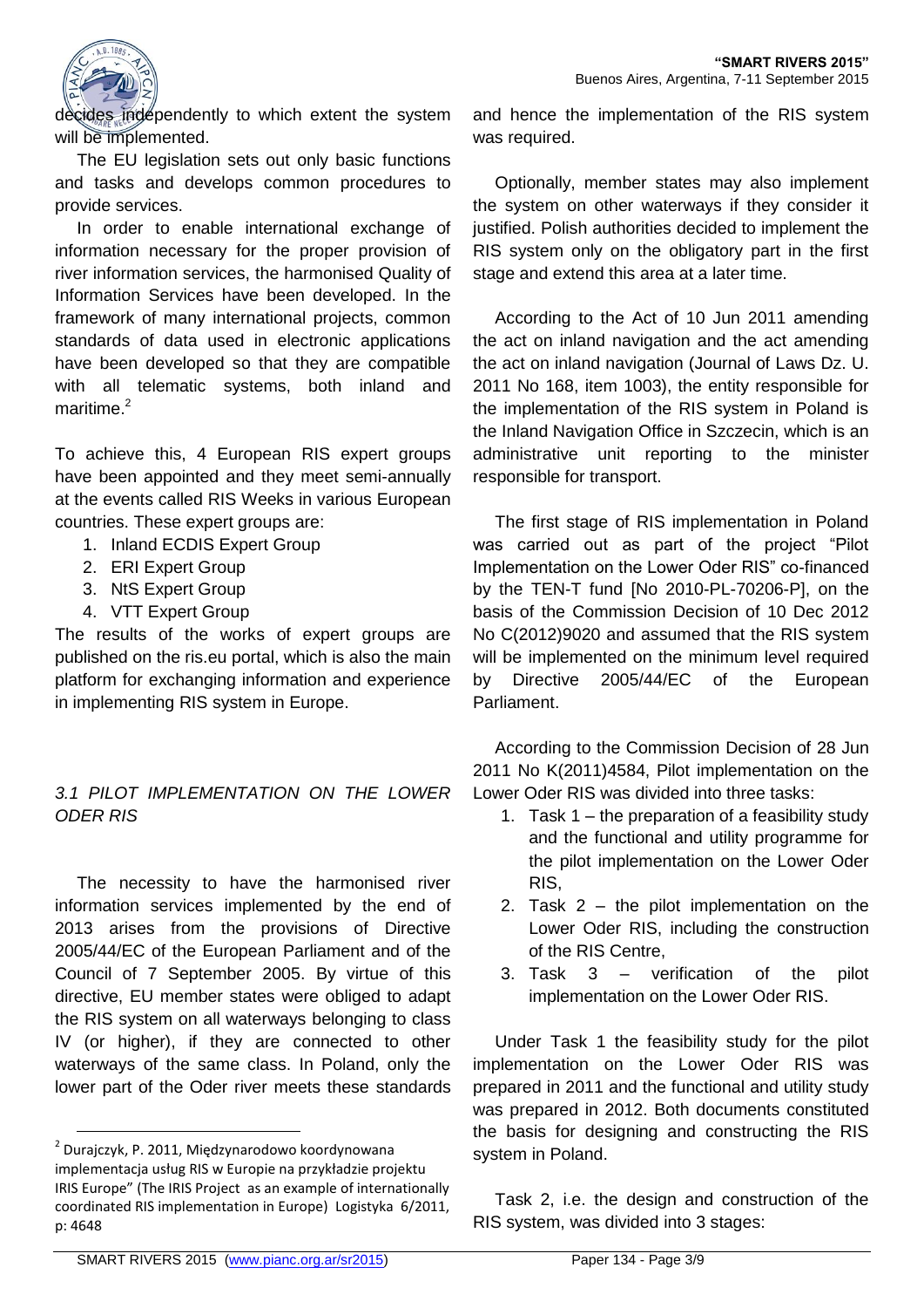decides independently to which extent the system will be implemented.

The EU legislation sets out only basic functions and tasks and develops common procedures to provide services.

In order to enable international exchange of information necessary for the proper provision of river information services, the harmonised Quality of Information Services have been developed. In the framework of many international projects, common standards of data used in electronic applications have been developed so that they are compatible with all telematic systems, both inland and maritime.[2]

To achieve this, 4 European RIS expert groups have been appointed and they meet semi-annually at the events called RIS Weeks in various European countries. These expert groups are:

1. Inland ECDIS Expert Group
2. ERI Expert Group
3. NtS Expert Group
4. VTT Expert Group

The results of the works of expert groups are published on the ris.eu portal, which is also the main platform for exchanging information and experience in implementing RIS system in Europe.

### *3.1 PILOT IMPLEMENTATION ON THE LOWER ODER RIS*

The necessity to have the harmonised river information services implemented by the end of 2013 arises from the provisions of Directive 2005/44/EC of the European Parliament and of the Council of 7 September 2005. By virtue of this directive, EU member states were obliged to adapt the RIS system on all waterways belonging to class IV (or higher), if they are connected to other waterways of the same class. In Poland, only the lower part of the Oder river meets these standards and hence the implementation of the RIS system was required.

Optionally, member states may also implement the system on other waterways if they consider it justified. Polish authorities decided to implement the RIS system only on the obligatory part in the first stage and extend this area at a later time.

According to the Act of 10 Jun 2011 amending the act on inland navigation and the act amending the act on inland navigation (Journal of Laws Dz. U. 2011 No 168, item 1003), the entity responsible for the implementation of the RIS system in Poland is the Inland Navigation Office in Szczecin, which is an administrative unit reporting to the minister responsible for transport.

The first stage of RIS implementation in Poland was carried out as part of the project "Pilot Implementation on the Lower Oder RIS" co-financed by the TEN-T fund [No 2010-PL-70206-P], on the basis of the Commission Decision of 10 Dec 2012 No C(2012)9020 and assumed that the RIS system will be implemented on the minimum level required by Directive 2005/44/EC of the European Parliament.

According to the Commission Decision of 28 Jun 2011 No K(2011)4584, Pilot implementation on the Lower Oder RIS was divided into three tasks:

1. Task 1 – the preparation of a feasibility study and the functional and utility programme for the pilot implementation on the Lower Oder RIS,
2. Task 2 – the pilot implementation on the Lower Oder RIS, including the construction of the RIS Centre,
3. Task 3 – verification of the pilot implementation on the Lower Oder RIS.

Under Task 1 the feasibility study for the pilot implementation on the Lower Oder RIS was prepared in 2011 and the functional and utility study was prepared in 2012. Both documents constituted the basis for designing and constructing the RIS system in Poland.

Task 2, i.e. the design and construction of the RIS system, was divided into 3 stages:

---

[2] Durajczyk, P. 2011, Międzynarodowo koordynowana implementacja usług RIS w Europie na przykładzie projektu IRIS Europe" (The IRIS Project as an example of internationally coordinated RIS implementation in Europe) Logistyka 6/2011, p: 4648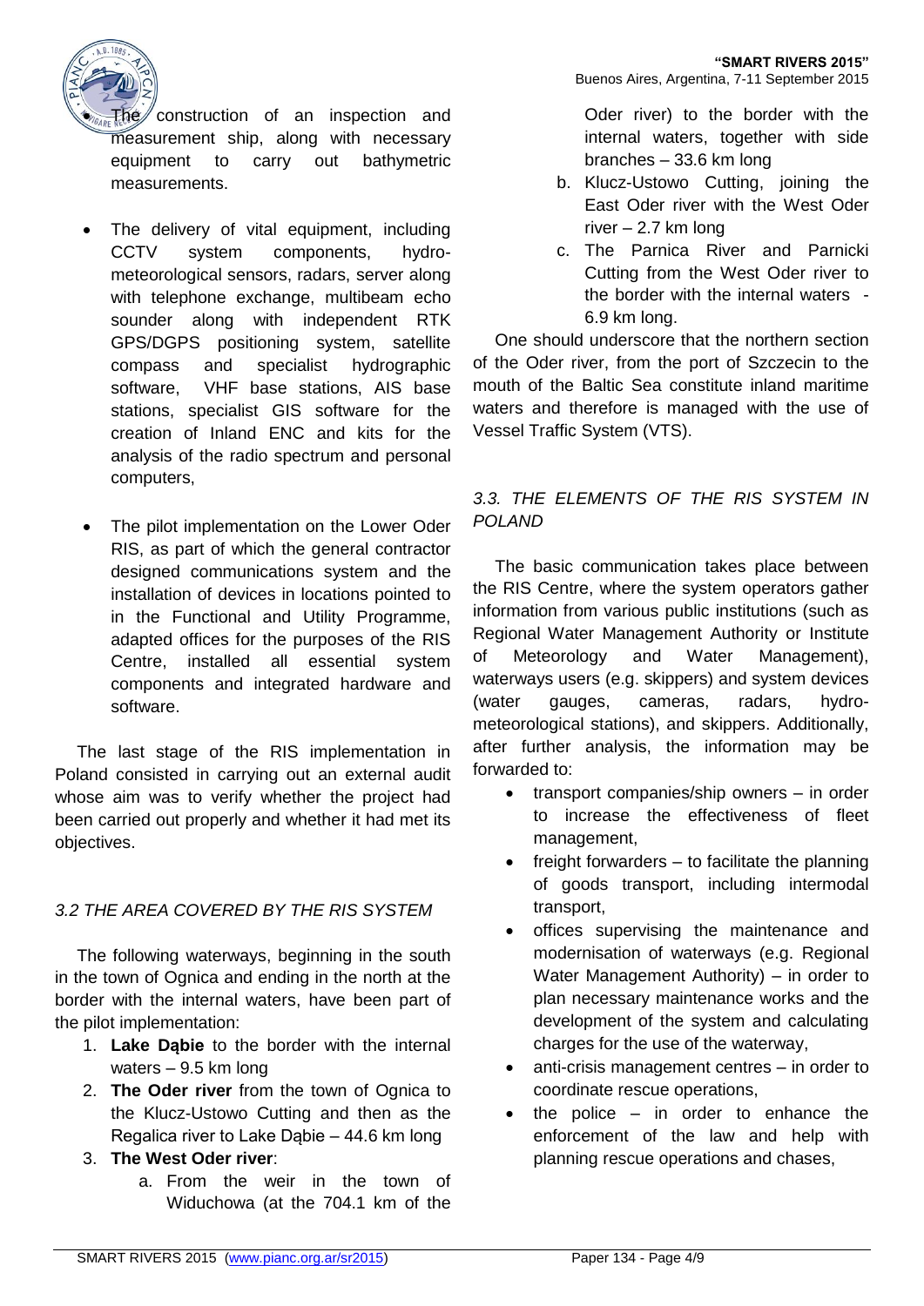- The construction of an inspection and measurement ship, along with necessary equipment to carry out bathymetric measurements.

- The delivery of vital equipment, including CCTV system components, hydro-meteorological sensors, radars, server along with telephone exchange, multibeam echo sounder along with independent RTK GPS/DGPS positioning system, satellite compass and specialist hydrographic software, VHF base stations, AIS base stations, specialist GIS software for the creation of Inland ENC and kits for the analysis of the radio spectrum and personal computers,

- The pilot implementation on the Lower Oder RIS, as part of which the general contractor designed communications system and the installation of devices in locations pointed to in the Functional and Utility Programme, adapted offices for the purposes of the RIS Centre, installed all essential system components and integrated hardware and software.

The last stage of the RIS implementation in Poland consisted in carrying out an external audit whose aim was to verify whether the project had been carried out properly and whether it had met its objectives.

### *3.2 THE AREA COVERED BY THE RIS SYSTEM*

The following waterways, beginning in the south in the town of Ognica and ending in the north at the border with the internal waters, have been part of the pilot implementation:

1. **Lake Dąbie** to the border with the internal waters – 9.5 km long
2. **The Oder river** from the town of Ognica to the Klucz-Ustowo Cutting and then as the Regalica river to Lake Dąbie – 44.6 km long
3. **The West Oder river**:
   a. From the weir in the town of Widuchowa (at the 704.1 km of the Oder river) to the border with the internal waters, together with side branches – 33.6 km long
   b. Klucz-Ustowo Cutting, joining the East Oder river with the West Oder river – 2.7 km long
   c. The Parnica River and Parnicki Cutting from the West Oder river to the border with the internal waters - 6.9 km long.

One should underscore that the northern section of the Oder river, from the port of Szczecin to the mouth of the Baltic Sea constitute inland maritime waters and therefore is managed with the use of Vessel Traffic System (VTS).

### *3.3. THE ELEMENTS OF THE RIS SYSTEM IN POLAND*

The basic communication takes place between the RIS Centre, where the system operators gather information from various public institutions (such as Regional Water Management Authority or Institute of Meteorology and Water Management), waterways users (e.g. skippers) and system devices (water gauges, cameras, radars, hydro-meteorological stations), and skippers. Additionally, after further analysis, the information may be forwarded to:

- transport companies/ship owners – in order to increase the effectiveness of fleet management,
- freight forwarders – to facilitate the planning of goods transport, including intermodal transport,
- offices supervising the maintenance and modernisation of waterways (e.g. Regional Water Management Authority) – in order to plan necessary maintenance works and the development of the system and calculating charges for the use of the waterway,
- anti-crisis management centres – in order to coordinate rescue operations,
- the police – in order to enhance the enforcement of the law and help with planning rescue operations and chases,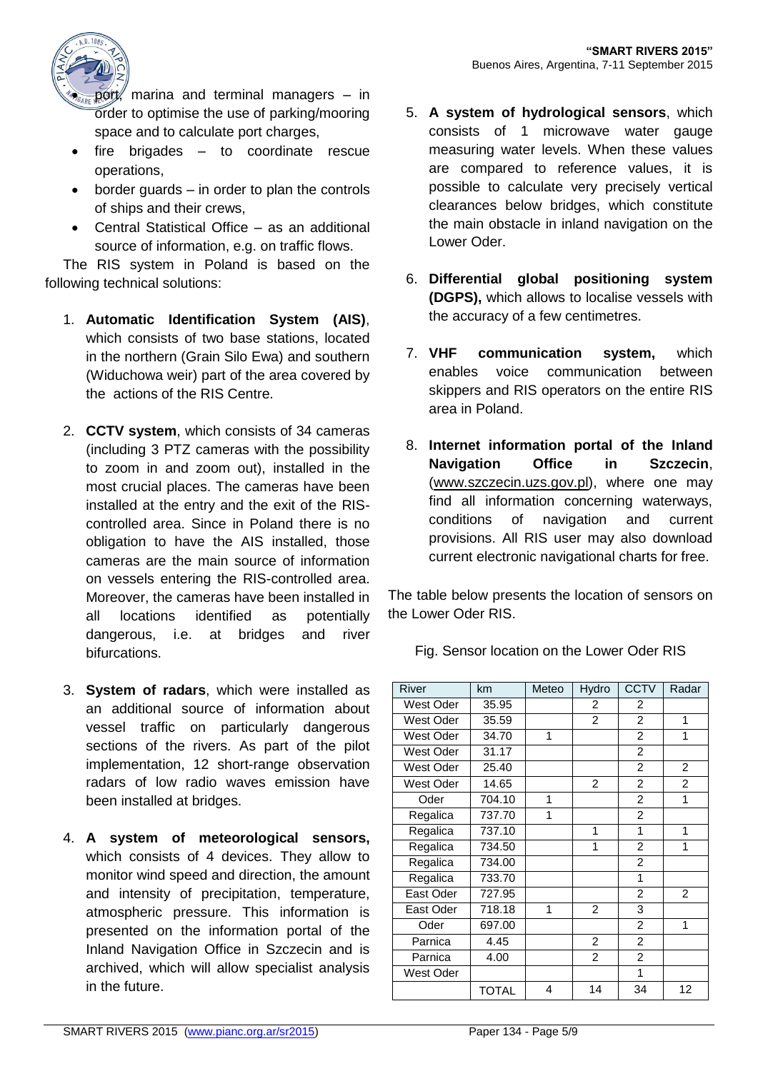- port, marina and terminal managers – in order to optimise the use of parking/mooring space and to calculate port charges,
- fire brigades – to coordinate rescue operations,
- border guards – in order to plan the controls of ships and their crews,
- Central Statistical Office – as an additional source of information, e.g. on traffic flows.

The RIS system in Poland is based on the following technical solutions:

1. **Automatic Identification System (AIS)**, which consists of two base stations, located in the northern (Grain Silo Ewa) and southern (Widuchowa weir) part of the area covered by the actions of the RIS Centre.

2. **CCTV system**, which consists of 34 cameras (including 3 PTZ cameras with the possibility to zoom in and zoom out), installed in the most crucial places. The cameras have been installed at the entry and the exit of the RIS-controlled area. Since in Poland there is no obligation to have the AIS installed, those cameras are the main source of information on vessels entering the RIS-controlled area. Moreover, the cameras have been installed in all locations identified as potentially dangerous, i.e. at bridges and river bifurcations.

3. **System of radars**, which were installed as an additional source of information about vessel traffic on particularly dangerous sections of the rivers. As part of the pilot implementation, 12 short-range observation radars of low radio waves emission have been installed at bridges.

4. **A system of meteorological sensors,** which consists of 4 devices. They allow to monitor wind speed and direction, the amount and intensity of precipitation, temperature, atmospheric pressure. This information is presented on the information portal of the Inland Navigation Office in Szczecin and is archived, which will allow specialist analysis in the future.

5. **A system of hydrological sensors**, which consists of 1 microwave water gauge measuring water levels. When these values are compared to reference values, it is possible to calculate very precisely vertical clearances below bridges, which constitute the main obstacle in inland navigation on the Lower Oder.

6. **Differential global positioning system (DGPS),** which allows to localise vessels with the accuracy of a few centimetres.

7. **VHF communication system,** which enables voice communication between skippers and RIS operators on the entire RIS area in Poland.

8. **Internet information portal of the Inland Navigation Office in Szczecin**, (www.szczecin.uzs.gov.pl), where one may find all information concerning waterways, conditions of navigation and current provisions. All RIS user may also download current electronic navigational charts for free.

The table below presents the location of sensors on the Lower Oder RIS.

Fig. Sensor location on the Lower Oder RIS

| River | km | Meteo | Hydro | CCTV | Radar |
|---|---|---|---|---|---|
| West Oder | 35.95 | | 2 | 2 | |
| West Oder | 35.59 | | 2 | 2 | 1 |
| West Oder | 34.70 | 1 | | 2 | 1 |
| West Oder | 31.17 | | | 2 | |
| West Oder | 25.40 | | | 2 | 2 |
| West Oder | 14.65 | | 2 | 2 | 2 |
| Oder | 704.10 | 1 | | 2 | 1 |
| Regalica | 737.70 | 1 | | 2 | |
| Regalica | 737.10 | | 1 | 1 | 1 |
| Regalica | 734.50 | | 1 | 2 | 1 |
| Regalica | 734.00 | | | 2 | |
| Regalica | 733.70 | | | 1 | |
| East Oder | 727.95 | | | 2 | 2 |
| East Oder | 718.18 | 1 | 2 | 3 | |
| Oder | 697.00 | | | 2 | 1 |
| Parnica | 4.45 | | 2 | 2 | |
| Parnica | 4.00 | | 2 | 2 | |
| West Oder | | | | 1 | |
| | TOTAL | 4 | 14 | 34 | 12 |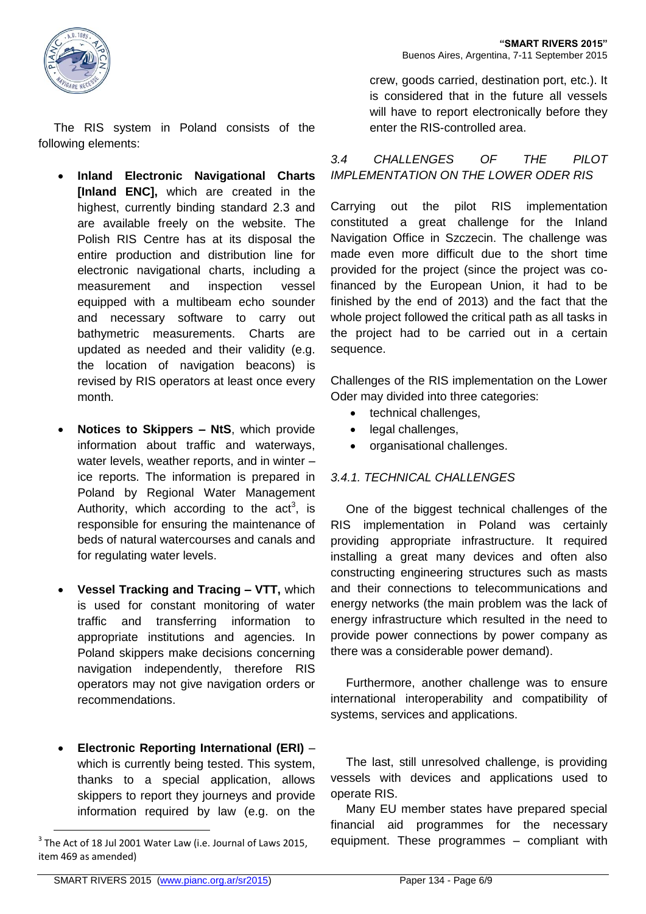The RIS system in Poland consists of the following elements:

- **Inland Electronic Navigational Charts [Inland ENC],** which are created in the highest, currently binding standard 2.3 and are available freely on the website. The Polish RIS Centre has at its disposal the entire production and distribution line for electronic navigational charts, including a measurement and inspection vessel equipped with a multibeam echo sounder and necessary software to carry out bathymetric measurements. Charts are updated as needed and their validity (e.g. the location of navigation beacons) is revised by RIS operators at least once every month.

- **Notices to Skippers – NtS**, which provide information about traffic and waterways, water levels, weather reports, and in winter – ice reports. The information is prepared in Poland by Regional Water Management Authority, which according to the act[3], is responsible for ensuring the maintenance of beds of natural watercourses and canals and for regulating water levels.

- **Vessel Tracking and Tracing – VTT,** which is used for constant monitoring of water traffic and transferring information to appropriate institutions and agencies. In Poland skippers make decisions concerning navigation independently, therefore RIS operators may not give navigation orders or recommendations.

- **Electronic Reporting International (ERI)** – which is currently being tested. This system, thanks to a special application, allows skippers to report they journeys and provide information required by law (e.g. on the crew, goods carried, destination port, etc.). It is considered that in the future all vessels will have to report electronically before they enter the RIS-controlled area.

[3] The Act of 18 Jul 2001 Water Law (i.e. Journal of Laws 2015, item 469 as amended)

### *3.4 CHALLENGES OF THE PILOT IMPLEMENTATION ON THE LOWER ODER RIS*

Carrying out the pilot RIS implementation constituted a great challenge for the Inland Navigation Office in Szczecin. The challenge was made even more difficult due to the short time provided for the project (since the project was co-financed by the European Union, it had to be finished by the end of 2013) and the fact that the whole project followed the critical path as all tasks in the project had to be carried out in a certain sequence.

Challenges of the RIS implementation on the Lower Oder may divided into three categories:

- technical challenges,
- legal challenges,
- organisational challenges.

#### *3.4.1. TECHNICAL CHALLENGES*

One of the biggest technical challenges of the RIS implementation in Poland was certainly providing appropriate infrastructure. It required installing a great many devices and often also constructing engineering structures such as masts and their connections to telecommunications and energy networks (the main problem was the lack of energy infrastructure which resulted in the need to provide power connections by power company as there was a considerable power demand).

Furthermore, another challenge was to ensure international interoperability and compatibility of systems, services and applications.

The last, still unresolved challenge, is providing vessels with devices and applications used to operate RIS.

Many EU member states have prepared special financial aid programmes for the necessary equipment. These programmes – compliant with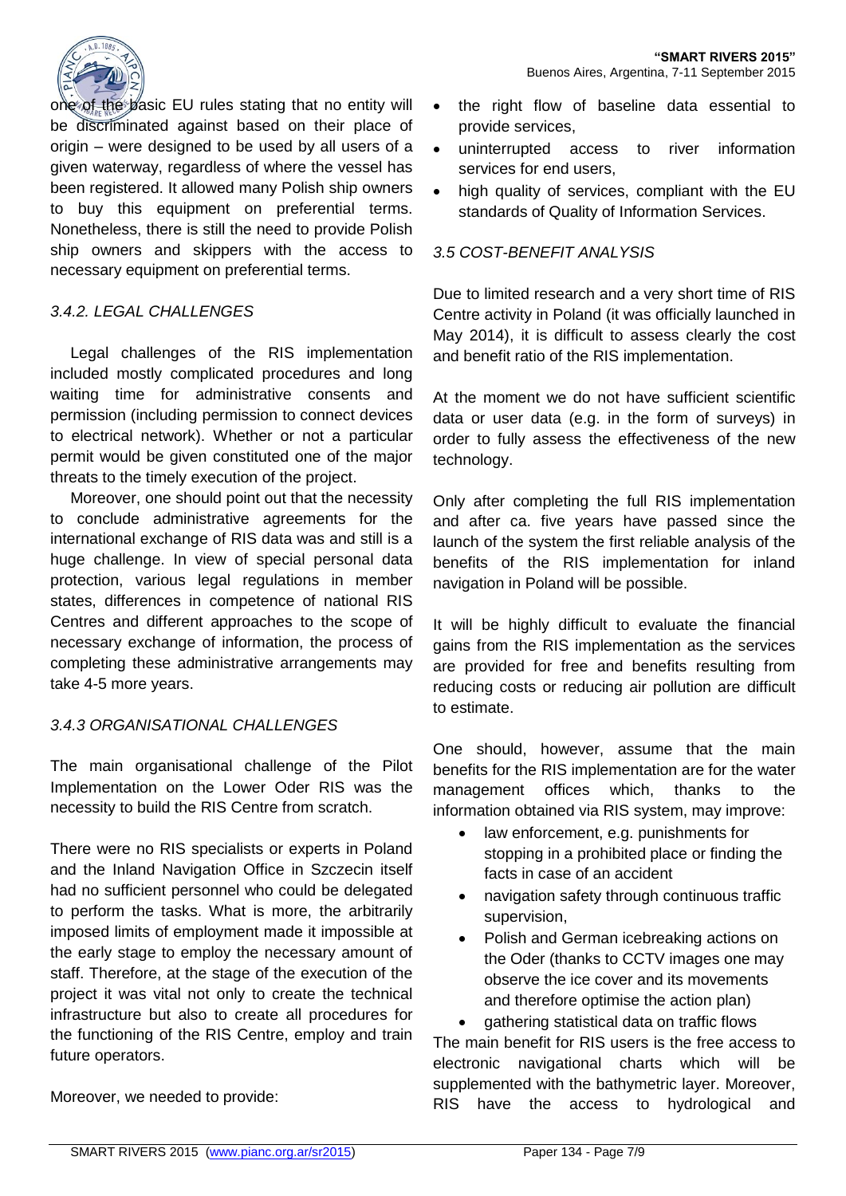one of the basic EU rules stating that no entity will be discriminated against based on their place of origin – were designed to be used by all users of a given waterway, regardless of where the vessel has been registered. It allowed many Polish ship owners to buy this equipment on preferential terms. Nonetheless, there is still the need to provide Polish ship owners and skippers with the access to necessary equipment on preferential terms.

### *3.4.2. LEGAL CHALLENGES*

Legal challenges of the RIS implementation included mostly complicated procedures and long waiting time for administrative consents and permission (including permission to connect devices to electrical network). Whether or not a particular permit would be given constituted one of the major threats to the timely execution of the project.

Moreover, one should point out that the necessity to conclude administrative agreements for the international exchange of RIS data was and still is a huge challenge. In view of special personal data protection, various legal regulations in member states, differences in competence of national RIS Centres and different approaches to the scope of necessary exchange of information, the process of completing these administrative arrangements may take 4-5 more years.

### *3.4.3 ORGANISATIONAL CHALLENGES*

The main organisational challenge of the Pilot Implementation on the Lower Oder RIS was the necessity to build the RIS Centre from scratch.

There were no RIS specialists or experts in Poland and the Inland Navigation Office in Szczecin itself had no sufficient personnel who could be delegated to perform the tasks. What is more, the arbitrarily imposed limits of employment made it impossible at the early stage to employ the necessary amount of staff. Therefore, at the stage of the execution of the project it was vital not only to create the technical infrastructure but also to create all procedures for the functioning of the RIS Centre, employ and train future operators.

Moreover, we needed to provide:

- the right flow of baseline data essential to provide services,
- uninterrupted access to river information services for end users,
- high quality of services, compliant with the EU standards of Quality of Information Services.

### *3.5 COST-BENEFIT ANALYSIS*

Due to limited research and a very short time of RIS Centre activity in Poland (it was officially launched in May 2014), it is difficult to assess clearly the cost and benefit ratio of the RIS implementation.

At the moment we do not have sufficient scientific data or user data (e.g. in the form of surveys) in order to fully assess the effectiveness of the new technology.

Only after completing the full RIS implementation and after ca. five years have passed since the launch of the system the first reliable analysis of the benefits of the RIS implementation for inland navigation in Poland will be possible.

It will be highly difficult to evaluate the financial gains from the RIS implementation as the services are provided for free and benefits resulting from reducing costs or reducing air pollution are difficult to estimate.

One should, however, assume that the main benefits for the RIS implementation are for the water management offices which, thanks to the information obtained via RIS system, may improve:

- law enforcement, e.g. punishments for stopping in a prohibited place or finding the facts in case of an accident
- navigation safety through continuous traffic supervision,
- Polish and German icebreaking actions on the Oder (thanks to CCTV images one may observe the ice cover and its movements and therefore optimise the action plan)
- gathering statistical data on traffic flows

The main benefit for RIS users is the free access to electronic navigational charts which will be supplemented with the bathymetric layer. Moreover, RIS have the access to hydrological and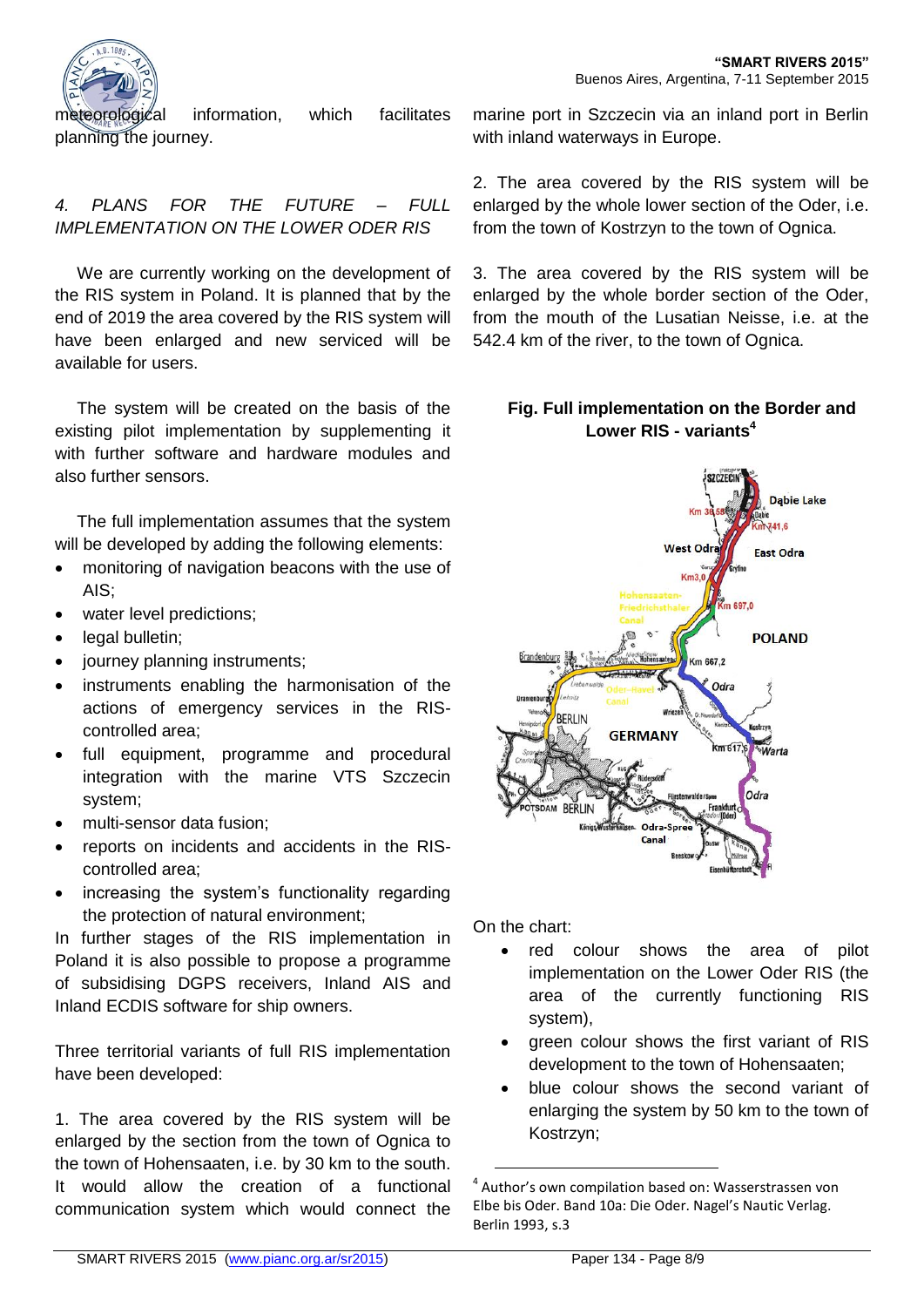meteorological information, which facilitates planning the journey.

*4. PLANS FOR THE FUTURE – FULL IMPLEMENTATION ON THE LOWER ODER RIS*

We are currently working on the development of the RIS system in Poland. It is planned that by the end of 2019 the area covered by the RIS system will have been enlarged and new serviced will be available for users.

The system will be created on the basis of the existing pilot implementation by supplementing it with further software and hardware modules and also further sensors.

The full implementation assumes that the system will be developed by adding the following elements:

- monitoring of navigation beacons with the use of AIS;
- water level predictions;
- legal bulletin;
- journey planning instruments;
- instruments enabling the harmonisation of the actions of emergency services in the RIS-controlled area;
- full equipment, programme and procedural integration with the marine VTS Szczecin system;
- multi-sensor data fusion;
- reports on incidents and accidents in the RIS-controlled area;
- increasing the system's functionality regarding the protection of natural environment;

In further stages of the RIS implementation in Poland it is also possible to propose a programme of subsidising DGPS receivers, Inland AIS and Inland ECDIS software for ship owners.

Three territorial variants of full RIS implementation have been developed:

1. The area covered by the RIS system will be enlarged by the section from the town of Ognica to the town of Hohensaaten, i.e. by 30 km to the south. It would allow the creation of a functional communication system which would connect the marine port in Szczecin via an inland port in Berlin with inland waterways in Europe.

2. The area covered by the RIS system will be enlarged by the whole lower section of the Oder, i.e. from the town of Kostrzyn to the town of Ognica.

3. The area covered by the RIS system will be enlarged by the whole border section of the Oder, from the mouth of the Lusatian Neisse, i.e. at the 542.4 km of the river, to the town of Ognica.

**Fig. Full implementation on the Border and Lower RIS - variants**[4]

On the chart:

- red colour shows the area of pilot implementation on the Lower Oder RIS (the area of the currently functioning RIS system),
- green colour shows the first variant of RIS development to the town of Hohensaaten;
- blue colour shows the second variant of enlarging the system by 50 km to the town of Kostrzyn;

[4] Author's own compilation based on: Wasserstrassen von Elbe bis Oder. Band 10a: Die Oder. Nagel's Nautic Verlag. Berlin 1993, s.3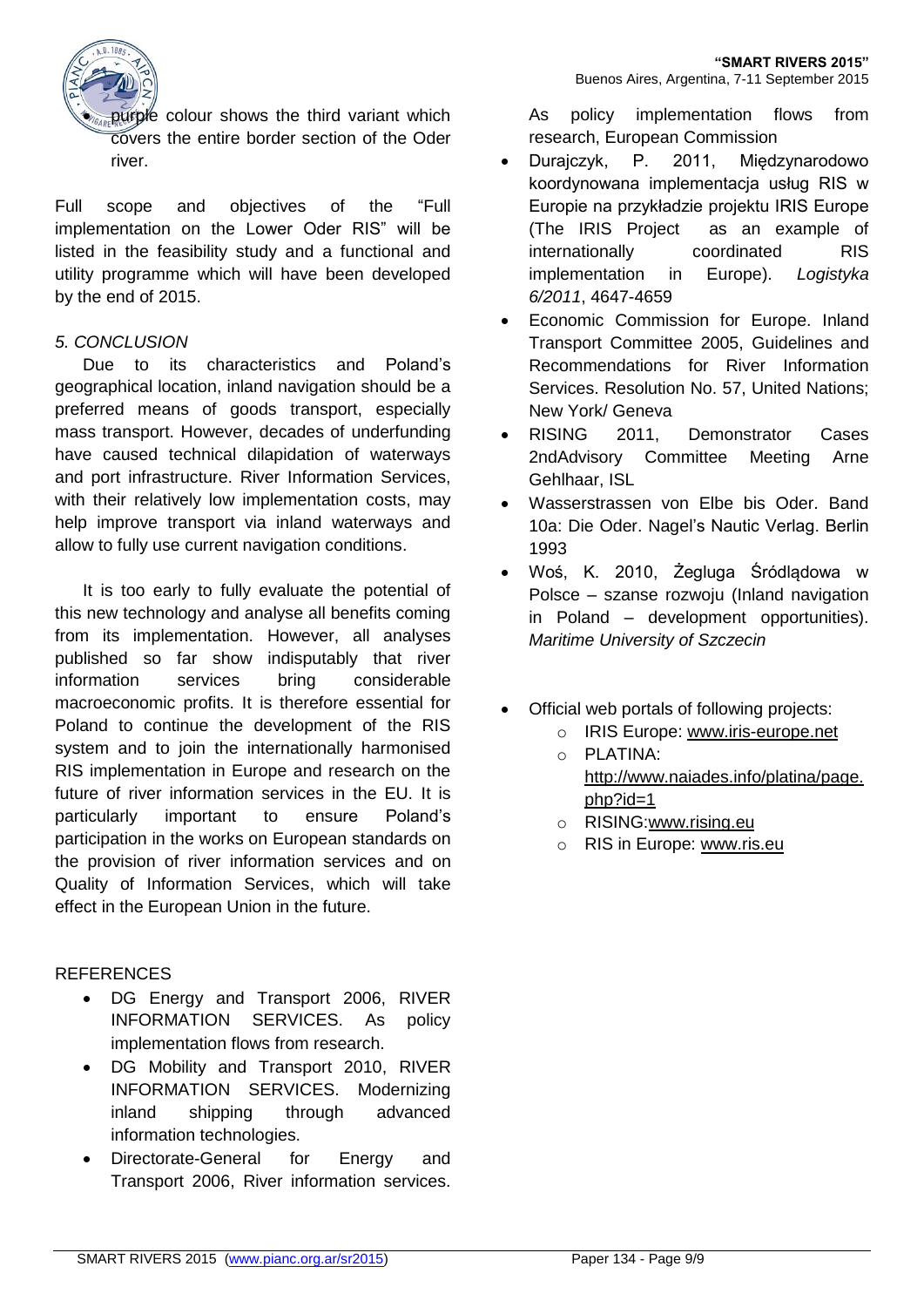- purple colour shows the third variant which covers the entire border section of the Oder river.

Full scope and objectives of the "Full implementation on the Lower Oder RIS" will be listed in the feasibility study and a functional and utility programme which will have been developed by the end of 2015.

*5. CONCLUSION*

Due to its characteristics and Poland's geographical location, inland navigation should be a preferred means of goods transport, especially mass transport. However, decades of underfunding have caused technical dilapidation of waterways and port infrastructure. River Information Services, with their relatively low implementation costs, may help improve transport via inland waterways and allow to fully use current navigation conditions.

It is too early to fully evaluate the potential of this new technology and analyse all benefits coming from its implementation. However, all analyses published so far show indisputably that river information services bring considerable macroeconomic profits. It is therefore essential for Poland to continue the development of the RIS system and to join the internationally harmonised RIS implementation in Europe and research on the future of river information services in the EU. It is particularly important to ensure Poland's participation in the works on European standards on the provision of river information services and on Quality of Information Services, which will take effect in the European Union in the future.

REFERENCES

- DG Energy and Transport 2006, RIVER INFORMATION SERVICES. As policy implementation flows from research.
- DG Mobility and Transport 2010, RIVER INFORMATION SERVICES. Modernizing inland shipping through advanced information technologies.
- Directorate-General for Energy and Transport 2006, River information services. As policy implementation flows from research, European Commission
- Durajczyk, P. 2011, Międzynarodowo koordynowana implementacja usług RIS w Europie na przykładzie projektu IRIS Europe (The IRIS Project as an example of internationally coordinated RIS implementation in Europe). *Logistyka 6/2011*, 4647-4659
- Economic Commission for Europe. Inland Transport Committee 2005, Guidelines and Recommendations for River Information Services. Resolution No. 57, United Nations; New York/ Geneva
- RISING 2011, Demonstrator Cases 2ndAdvisory Committee Meeting Arne Gehlhaar, ISL
- Wasserstrassen von Elbe bis Oder. Band 10a: Die Oder. Nagel's Nautic Verlag. Berlin 1993
- Woś, K. 2010, Żegluga Śródlądowa w Polsce – szanse rozwoju (Inland navigation in Poland – development opportunities). *Maritime University of Szczecin*

- Official web portals of following projects:
  - IRIS Europe: www.iris-europe.net
  - PLATINA: http://www.naiades.info/platina/page.php?id=1
  - RISING:www.rising.eu
  - RIS in Europe: www.ris.eu